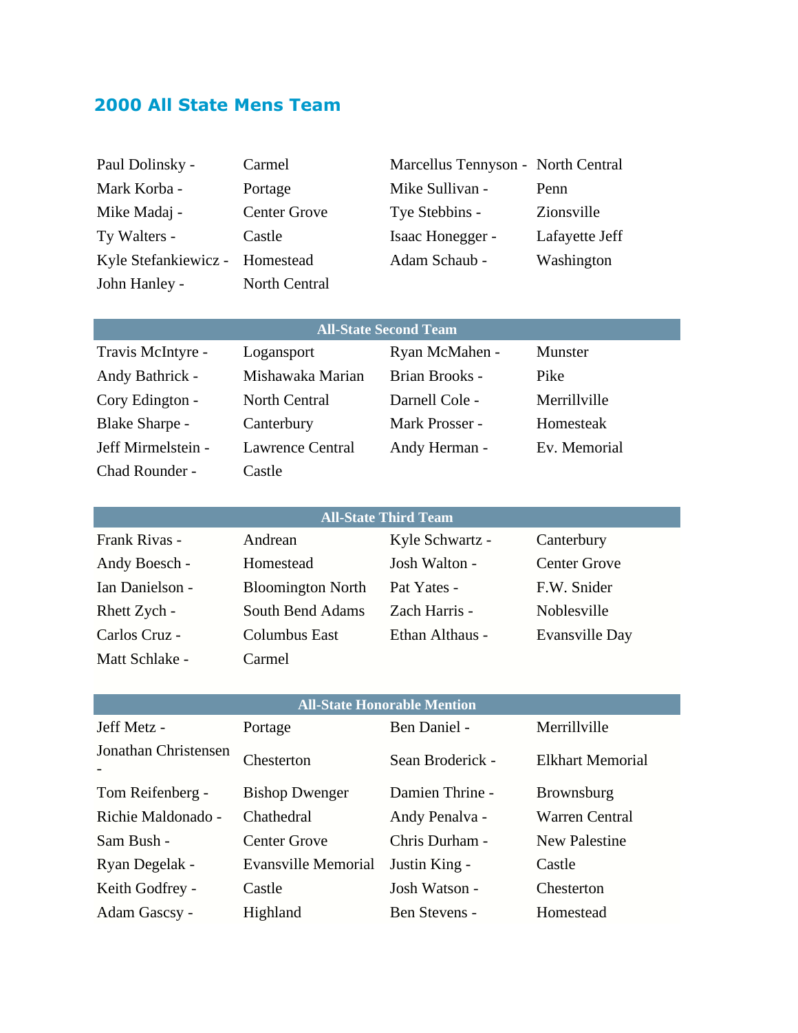## 2000 All State Mens Team

| | | | |
|---|---|---|---|
| Paul Dolinsky - | Carmel | Marcellus Tennyson - | North Central |
| Mark Korba - | Portage | Mike Sullivan - | Penn |
| Mike Madaj - | Center Grove | Tye Stebbins - | Zionsville |
| Ty Walters - | Castle | Isaac Honegger - | Lafayette Jeff |
| Kyle Stefankiewicz - | Homestead | Adam Schaub - | Washington |
| John Hanley - | North Central | | |

| All-State Second Team | | | |
|---|---|---|---|
| Travis McIntyre - | Logansport | Ryan McMahen - | Munster |
| Andy Bathrick - | Mishawaka Marian | Brian Brooks - | Pike |
| Cory Edington - | North Central | Darnell Cole - | Merrillville |
| Blake Sharpe - | Canterbury | Mark Prosser - | Homesteak |
| Jeff Mirmelstein - | Lawrence Central | Andy Herman - | Ev. Memorial |
| Chad Rounder - | Castle | | |

| All-State Third Team | | | |
|---|---|---|---|
| Frank Rivas - | Andrean | Kyle Schwartz - | Canterbury |
| Andy Boesch - | Homestead | Josh Walton - | Center Grove |
| Ian Danielson - | Bloomington North | Pat Yates - | F.W. Snider |
| Rhett Zych - | South Bend Adams | Zach Harris - | Noblesville |
| Carlos Cruz - | Columbus East | Ethan Althaus - | Evansville Day |
| Matt Schlake - | Carmel | | |

| All-State Honorable Mention | | | |
|---|---|---|---|
| Jeff Metz - | Portage | Ben Daniel - | Merrillville |
| Jonathan Christensen - | Chesterton | Sean Broderick - | Elkhart Memorial |
| Tom Reifenberg - | Bishop Dwenger | Damien Thrine - | Brownsburg |
| Richie Maldonado - | Chathedral | Andy Penalva - | Warren Central |
| Sam Bush - | Center Grove | Chris Durham - | New Palestine |
| Ryan Degelak - | Evansville Memorial | Justin King - | Castle |
| Keith Godfrey - | Castle | Josh Watson - | Chesterton |
| Adam Gascsy - | Highland | Ben Stevens - | Homestead |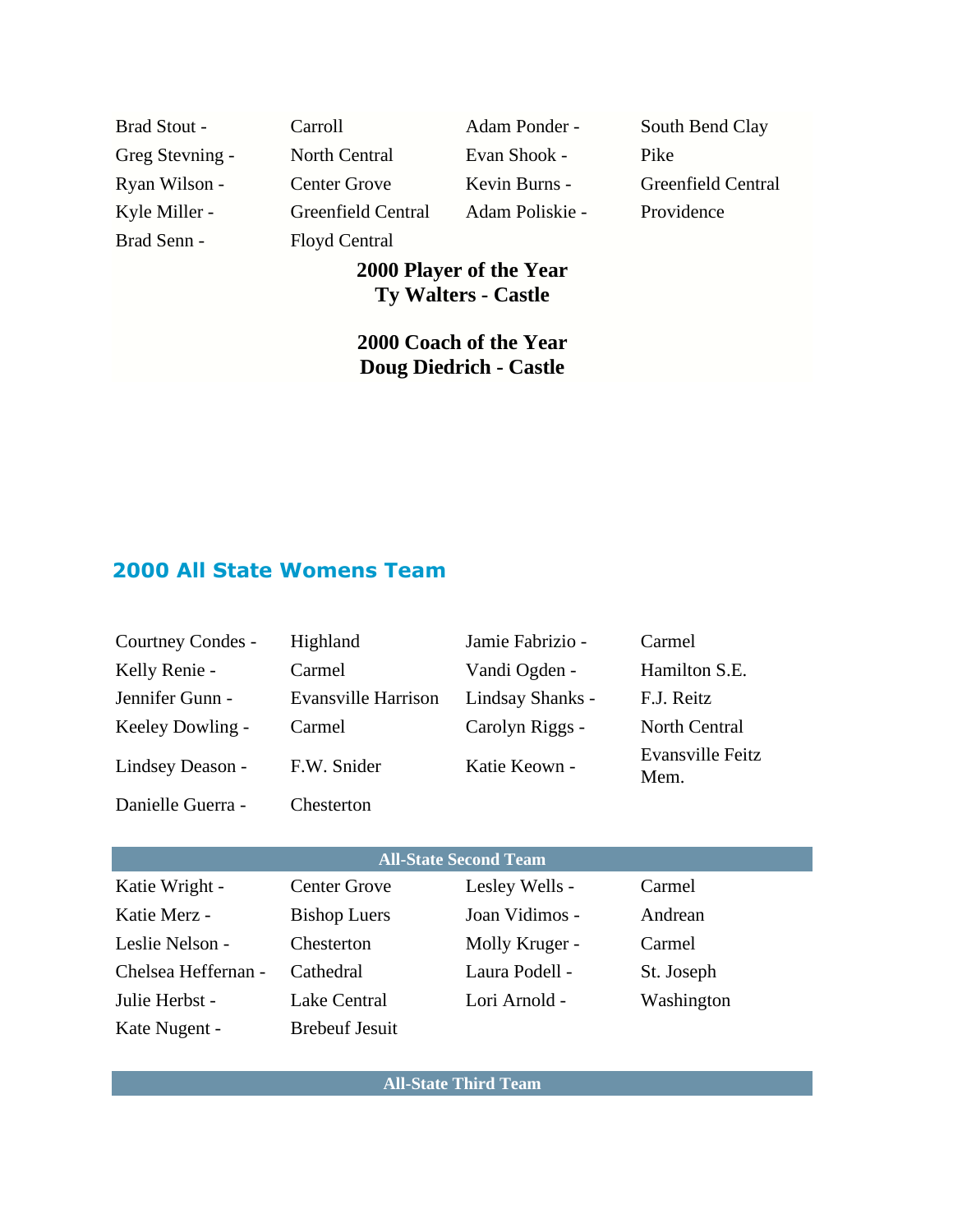| | | | |
|---|---|---|---|
| Brad Stout - | Carroll | Adam Ponder - | South Bend Clay |
| Greg Stevning - | North Central | Evan Shook - | Pike |
| Ryan Wilson - | Center Grove | Kevin Burns - | Greenfield Central |
| Kyle Miller - | Greenfield Central | Adam Poliskie - | Providence |
| Brad Senn - | Floyd Central | | |

**2000 Player of the Year**
**Ty Walters - Castle**

**2000 Coach of the Year**
**Doug Diedrich - Castle**

## 2000 All State Womens Team

| | | | |
|---|---|---|---|
| Courtney Condes - | Highland | Jamie Fabrizio - | Carmel |
| Kelly Renie - | Carmel | Vandi Ogden - | Hamilton S.E. |
| Jennifer Gunn - | Evansville Harrison | Lindsay Shanks - | F.J. Reitz |
| Keeley Dowling - | Carmel | Carolyn Riggs - | North Central |
| Lindsey Deason - | F.W. Snider | Katie Keown - | Evansville Feitz Mem. |
| Danielle Guerra - | Chesterton | | |

**All-State Second Team**

| | | | |
|---|---|---|---|
| Katie Wright - | Center Grove | Lesley Wells - | Carmel |
| Katie Merz - | Bishop Luers | Joan Vidimos - | Andrean |
| Leslie Nelson - | Chesterton | Molly Kruger - | Carmel |
| Chelsea Heffernan - | Cathedral | Laura Podell - | St. Joseph |
| Julie Herbst - | Lake Central | Lori Arnold - | Washington |
| Kate Nugent - | Brebeuf Jesuit | | |

**All-State Third Team**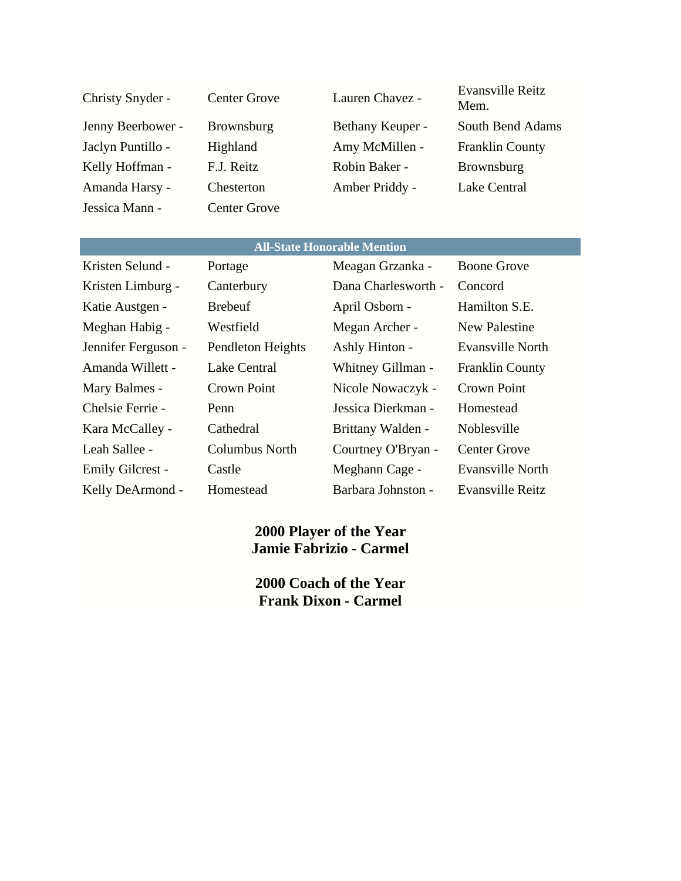| | | | |
|---|---|---|---|
| Christy Snyder - | Center Grove | Lauren Chavez - | Evansville Reitz Mem. |
| Jenny Beerbower - | Brownsburg | Bethany Keuper - | South Bend Adams |
| Jaclyn Puntillo - | Highland | Amy McMillen - | Franklin County |
| Kelly Hoffman - | F.J. Reitz | Robin Baker - | Brownsburg |
| Amanda Harsy - | Chesterton | Amber Priddy - | Lake Central |
| Jessica Mann - | Center Grove | | |

| All-State Honorable Mention | | | |
|---|---|---|---|
| Kristen Selund - | Portage | Meagan Grzanka - | Boone Grove |
| Kristen Limburg - | Canterbury | Dana Charlesworth - | Concord |
| Katie Austgen - | Brebeuf | April Osborn - | Hamilton S.E. |
| Meghan Habig - | Westfield | Megan Archer - | New Palestine |
| Jennifer Ferguson - | Pendleton Heights | Ashly Hinton - | Evansville North |
| Amanda Willett - | Lake Central | Whitney Gillman - | Franklin County |
| Mary Balmes - | Crown Point | Nicole Nowaczyk - | Crown Point |
| Chelsie Ferrie - | Penn | Jessica Dierkman - | Homestead |
| Kara McCalley - | Cathedral | Brittany Walden - | Noblesville |
| Leah Sallee - | Columbus North | Courtney O'Bryan - | Center Grove |
| Emily Gilcrest - | Castle | Meghann Cage - | Evansville North |
| Kelly DeArmond - | Homestead | Barbara Johnston - | Evansville Reitz |

**2000 Player of the Year**
**Jamie Fabrizio - Carmel**

**2000 Coach of the Year**
**Frank Dixon - Carmel**